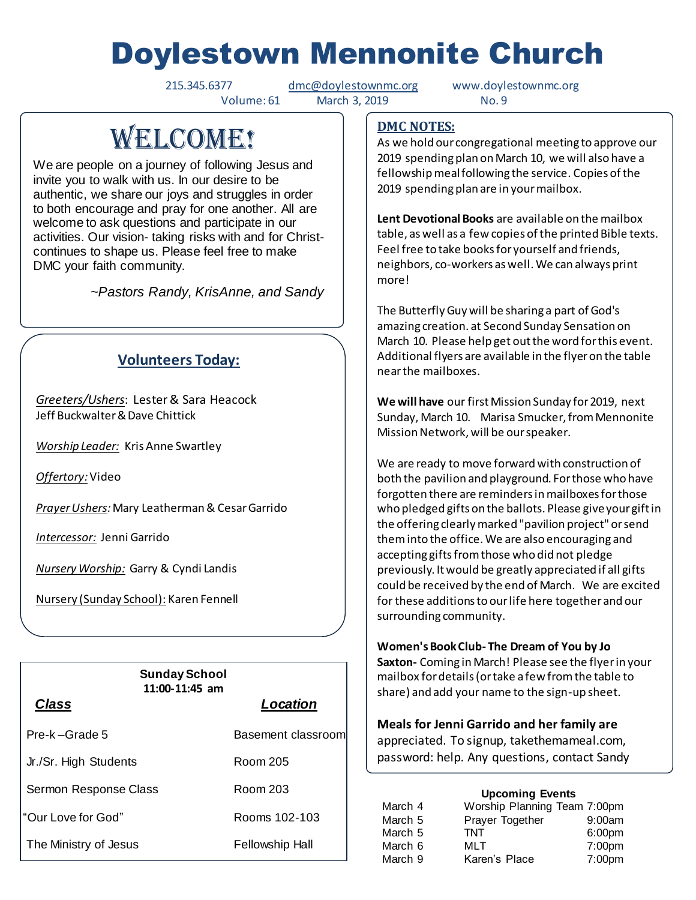# Doylestown Mennonite Church

215.345.6377 dmc@doylestownmc.org www.doylestownmc.org
Volume: 61 March 3, 2019 No. 9

## WELCOME!

We are people on a journey of following Jesus and invite you to walk with us. In our desire to be authentic, we share our joys and struggles in order to both encourage and pray for one another. All are welcome to ask questions and participate in our activities. Our vision- taking risks with and for Christ- continues to shape us. Please feel free to make DMC your faith community.

*~Pastors Randy, KrisAnne, and Sandy*

## Volunteers Today:

*Greeters/Ushers*: Lester & Sara Heacock
Jeff Buckwalter & Dave Chittick

*Worship Leader:* Kris Anne Swartley

*Offertory:* Video

*Prayer Ushers:* Mary Leatherman & Cesar Garrido

*Intercessor:* Jenni Garrido

*Nursery Worship:* Garry & Cyndi Landis

Nursery (Sunday School): Karen Fennell

**Sunday School**
**11:00-11:45 am**

| ***Class*** | ***Location*** |
|---|---|
| Pre-k –Grade 5 | Basement classroom |
| Jr./Sr. High Students | Room 205 |
| Sermon Response Class | Room 203 |
| "Our Love for God" | Rooms 102-103 |
| The Ministry of Jesus | Fellowship Hall |

## DMC NOTES:

As we hold our congregational meeting to approve our 2019 spending plan on March 10, we will also have a fellowship meal following the service. Copies of the 2019 spending plan are in your mailbox.

**Lent Devotional Books** are available on the mailbox table, as well as a few copies of the printed Bible texts. Feel free to take books for yourself and friends, neighbors, co-workers as well. We can always print more!

The Butterfly Guy will be sharing a part of God's amazing creation. at Second Sunday Sensation on March 10. Please help get out the word for this event. Additional flyers are available in the flyer on the table near the mailboxes.

**We will have** our first Mission Sunday for 2019, next Sunday, March 10. Marisa Smucker, from Mennonite Mission Network, will be our speaker.

We are ready to move forward with construction of both the pavilion and playground. For those who have forgotten there are reminders in mailboxes for those who pledged gifts on the ballots. Please give your gift in the offering clearly marked "pavilion project" or send them into the office. We are also encouraging and accepting gifts from those who did not pledge previously. It would be greatly appreciated if all gifts could be received by the end of March. We are excited for these additions to our life here together and our surrounding community.

**Women's Book Club- The Dream of You by Jo Saxton-** Coming in March! Please see the flyer in your mailbox for details (or take a few from the table to share) and add your name to the sign-up sheet.

**Meals for Jenni Garrido and her family are** appreciated. To signup, takethemameal.com, password: help. Any questions, contact Sandy

**Upcoming Events**

| | | |
|---|---|---|
| March 4 | Worship Planning Team | 7:00pm |
| March 5 | Prayer Together | 9:00am |
| March 5 | TNT | 6:00pm |
| March 6 | MLT | 7:00pm |
| March 9 | Karen's Place | 7:00pm |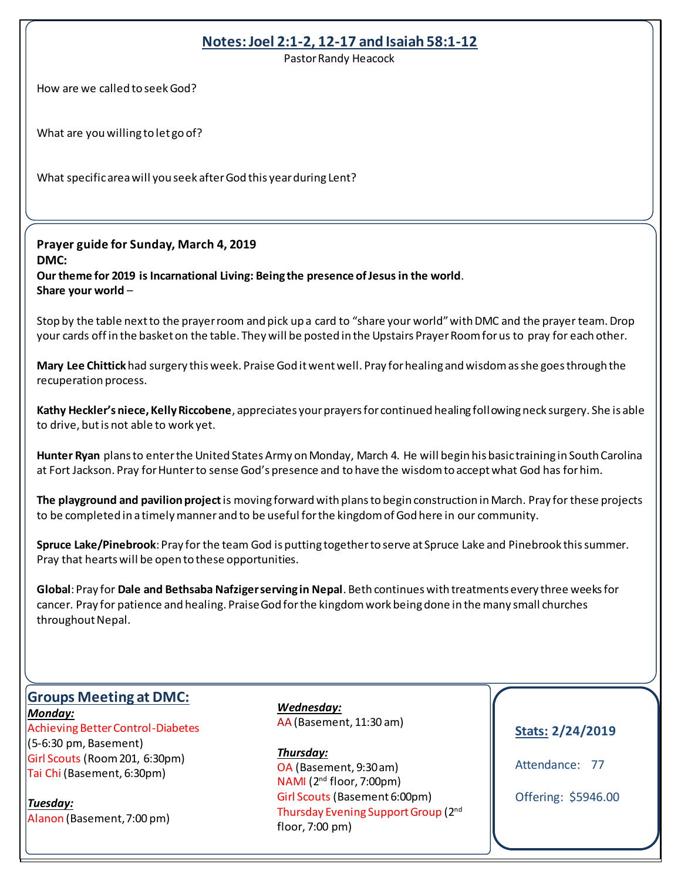## Notes: Joel 2:1-2, 12-17 and Isaiah 58:1-12

Pastor Randy Heacock

How are we called to seek God?

What are you willing to let go of?

What specific area will you seek after God this year during Lent?

**Prayer guide for Sunday, March 4, 2019**
**DMC:**
**Our theme for 2019 is Incarnational Living: Being the presence of Jesus in the world**.
**Share your world** –

Stop by the table next to the prayer room and pick up a card to "share your world" with DMC and the prayer team. Drop your cards off in the basket on the table. They will be posted in the Upstairs Prayer Room for us to pray for each other.

**Mary Lee Chittick** had surgery this week. Praise God it went well. Pray for healing and wisdom as she goes through the recuperation process.

**Kathy Heckler's niece, Kelly Riccobene**, appreciates your prayers for continued healing following neck surgery. She is able to drive, but is not able to work yet.

**Hunter Ryan** plans to enter the United States Army on Monday, March 4. He will begin his basic training in South Carolina at Fort Jackson. Pray for Hunter to sense God's presence and to have the wisdom to accept what God has for him.

**The playground and pavilion project** is moving forward with plans to begin construction in March. Pray for these projects to be completed in a timely manner and to be useful for the kingdom of God here in our community.

**Spruce Lake/Pinebrook**: Pray for the team God is putting together to serve at Spruce Lake and Pinebrook this summer. Pray that hearts will be open to these opportunities.

**Global**: Pray for **Dale and Bethsaba Nafziger serving in Nepal**. Beth continues with treatments every three weeks for cancer. Pray for patience and healing. Praise God for the kingdom work being done in the many small churches throughout Nepal.

## Groups Meeting at DMC:

***Monday:***
Achieving Better Control-Diabetes (5-6:30 pm, Basement)
Girl Scouts (Room 201, 6:30pm)
Tai Chi (Basement, 6:30pm)

***Tuesday:***
Alanon (Basement, 7:00 pm)

***Wednesday:***
AA (Basement, 11:30 am)

***Thursday:***
OA (Basement, 9:30 am)
NAMI (2nd floor, 7:00pm)
Girl Scouts (Basement 6:00pm)
Thursday Evening Support Group (2nd floor, 7:00 pm)

**Stats: 2/24/2019**

Attendance: 77

Offering: $5946.00